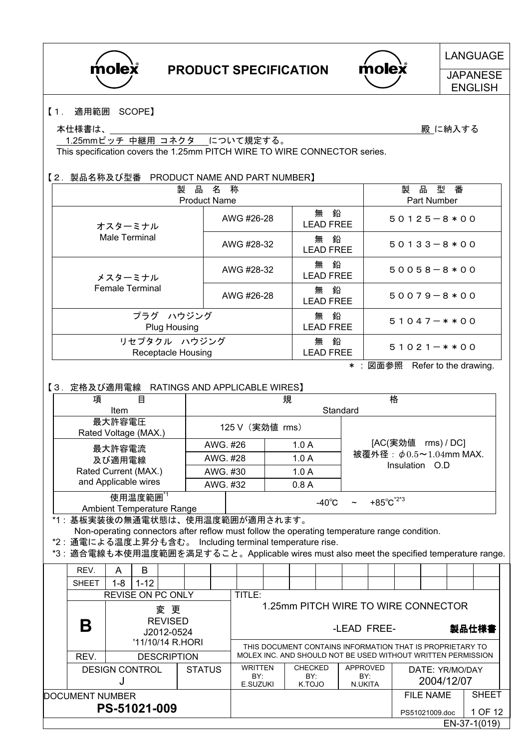# PRODUCT SPECIFICATION

LANGUAGE: JAPANESE / ENGLISH

## 【1．適用範囲　SCOPE】

本仕様書は、＿＿＿＿＿＿＿＿＿＿＿＿＿＿＿＿＿＿殿 に納入する
1.25mmピッチ 中継用 コネクタ　について規定する。
This specification covers the 1.25mm PITCH WIRE TO WIRE CONNECTOR series.

## 【2．製品名称及び型番　PRODUCT NAME AND PART NUMBER】

| 製品名称 Product Name | | | 製品型番 Part Number |
|---|---|---|---|
| オスターミナル Male Terminal | AWG #26-28 | 無鉛 LEAD FREE | ５０１２５－８＊００ |
| | AWG #28-32 | 無鉛 LEAD FREE | ５０１３３－８＊００ |
| メスターミナル Female Terminal | AWG #28-32 | 無鉛 LEAD FREE | ５００５８－８＊００ |
| | AWG #26-28 | 無鉛 LEAD FREE | ５００７９－８＊００ |
| プラグ　ハウジング Plug Housing | | 無鉛 LEAD FREE | ５１０４７－＊＊００ |
| リセプタクル　ハウジング Receptacle Housing | | 無鉛 LEAD FREE | ５１０２１－＊＊００ |

＊：図面参照　Refer to the drawing.

## 【3．定格及び適用電線　RATINGS AND APPLICABLE WIRES】

| 項目 Item | 規格 Standard | | |
|---|---|---|---|
| 最大許容電圧 Rated Voltage (MAX.) | 125 V（実効値 rms） | | [AC(実効値　rms) / DC] 被覆外径：φ0.5～1.04mm MAX. Insulation　O.D |
| 最大許容電流及び適用電線 Rated Current (MAX.) and Applicable wires | AWG. #26 | 1.0 A | |
| | AWG. #28 | 1.0 A | |
| | AWG. #30 | 1.0 A | |
| | AWG. #32 | 0.8 A | |
| 使用温度範囲[*1] Ambient Temperature Range | -40℃　～　+85℃[*2*3] | | |

*1：基板実装後の無通電状態は、使用温度範囲が適用されます。
Non-operating connectors after reflow must follow the operating temperature range condition.
*2：通電による温度上昇分も含む。 Including terminal temperature rise.
*3：適合電線も本使用温度範囲を満足すること。Applicable wires must also meet the specified temperature range.

| REV. | A | B |
|---|---|---|
| SHEET | 1-8 | 1-12 |

REVISE ON PC ONLY

| REV. | DESCRIPTION |
|---|---|
| B | 変更 REVISED J2012-0524 '11/10/14 R.HORI |

TITLE: 1.25mm PITCH WIRE TO WIRE CONNECTOR -LEAD FREE- 製品仕様書

THIS DOCUMENT CONTAINS INFORMATION THAT IS PROPRIETARY TO MOLEX INC. AND SHOULD NOT BE USED WITHOUT WRITTEN PERMISSION

| DESIGN CONTROL | STATUS | WRITTEN BY: | CHECKED BY: | APPROVED BY: | DATE: YR/MO/DAY |
|---|---|---|---|---|---|
| J | | E.SUZUKI | K.TOJO | N.UKITA | 2004/12/07 |

DOCUMENT NUMBER: PS-51021-009
FILE NAME: PS51021009.doc
EN-37-1(019)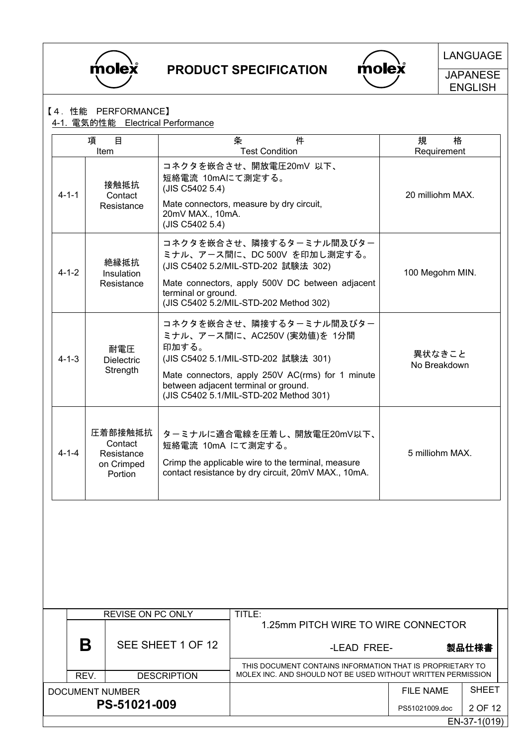【4．性能　PERFORMANCE】

4-1. 電気的性能　Electrical Performance

| 項　目 Item | | 条　件 Test Condition | 規　格 Requirement |
|---|---|---|---|
| 4-1-1 | 接触抵抗 Contact Resistance | コネクタを嵌合させ、開放電圧20mV 以下、短絡電流 10mAにて測定する。(JIS C5402 5.4)<br>Mate connectors, measure by dry circuit, 20mV MAX., 10mA. (JIS C5402 5.4) | 20 milliohm MAX. |
| 4-1-2 | 絶縁抵抗 Insulation Resistance | コネクタを嵌合させ、隣接するターミナル間及びターミナル、アース間に、DC 500V を印加し測定する。(JIS C5402 5.2/MIL-STD-202 試験法 302)<br>Mate connectors, apply 500V DC between adjacent terminal or ground. (JIS C5402 5.2/MIL-STD-202 Method 302) | 100 Megohm MIN. |
| 4-1-3 | 耐電圧 Dielectric Strength | コネクタを嵌合させ、隣接するターミナル間及びターミナル、アース間に、AC250V (実効値)を 1分間印加する。(JIS C5402 5.1/MIL-STD-202 試験法 301)<br>Mate connectors, apply 250V AC(rms) for 1 minute between adjacent terminal or ground. (JIS C5402 5.1/MIL-STD-202 Method 301) | 異状なきこと No Breakdown |
| 4-1-4 | 圧着部接触抵抗 Contact Resistance on Crimped Portion | ターミナルに適合電線を圧着し、開放電圧20mV以下、短絡電流 10mA にて測定する。<br>Crimp the applicable wire to the terminal, measure contact resistance by dry circuit, 20mV MAX., 10mA. | 5 milliohm MAX. |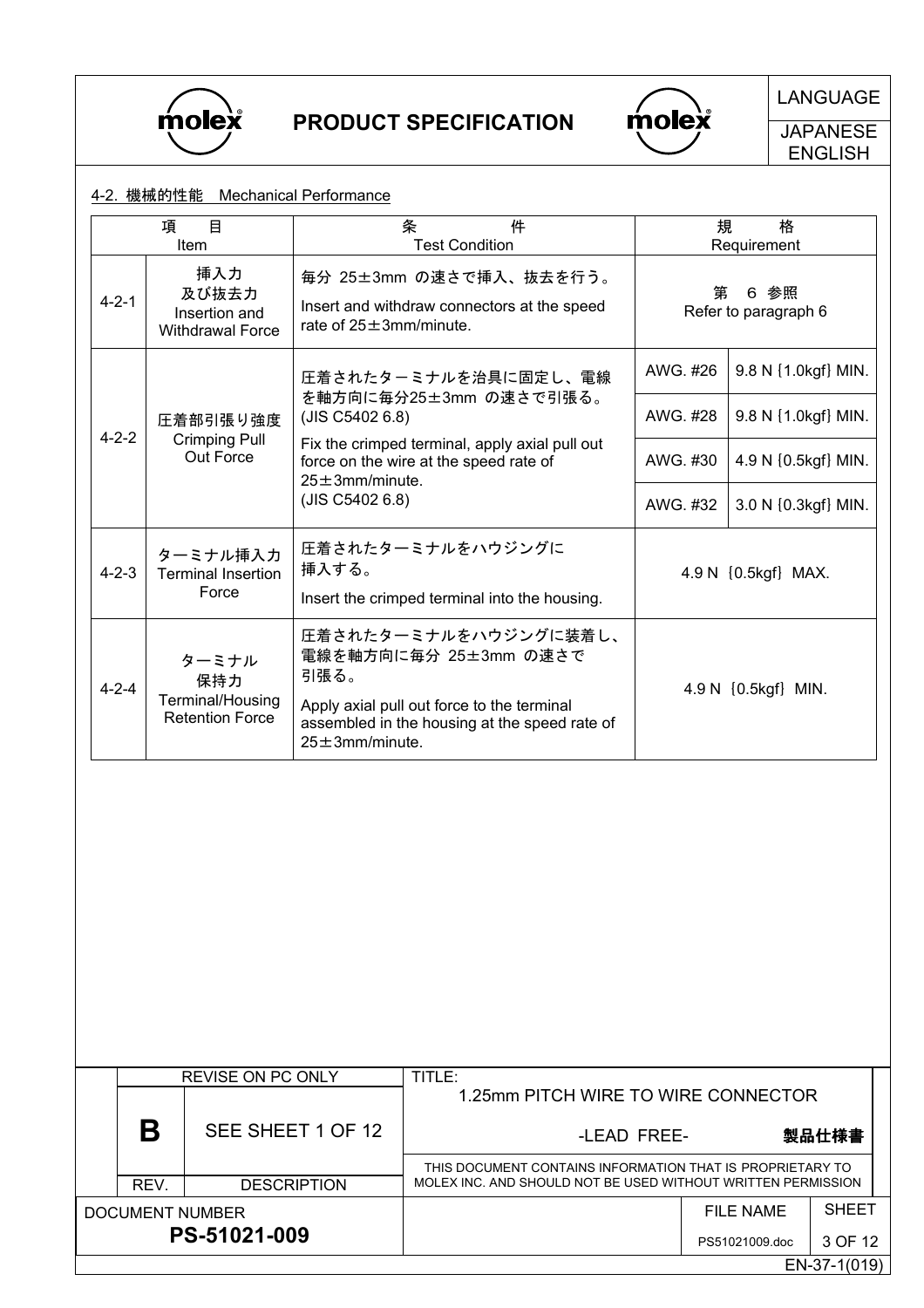## 4-2. 機械的性能　Mechanical Performance

| | 項　目<br>Item | 条　件<br>Test Condition | 規　格<br>Requirement | |
|---|---|---|---|---|
| 4-2-1 | 挿入力<br>及び抜去力<br>Insertion and Withdrawal Force | 毎分 25±3mm の速さで挿入、抜去を行う。<br>Insert and withdraw connectors at the speed rate of 25±3mm/minute. | 第 6 参照<br>Refer to paragraph 6 | |
| 4-2-2 | 圧着部引張り強度<br>Crimping Pull Out Force | 圧着されたターミナルを治具に固定し、電線を軸方向に毎分25±3mm の速さで引張る。<br>(JIS C5402 6.8)<br>Fix the crimped terminal, apply axial pull out force on the wire at the speed rate of 25±3mm/minute.<br>(JIS C5402 6.8) | AWG. #26 | 9.8 N {1.0kgf} MIN. |
| | | | AWG. #28 | 9.8 N {1.0kgf} MIN. |
| | | | AWG. #30 | 4.9 N {0.5kgf} MIN. |
| | | | AWG. #32 | 3.0 N {0.3kgf} MIN. |
| 4-2-3 | ターミナル挿入力<br>Terminal Insertion Force | 圧着されたターミナルをハウジングに挿入する。<br>Insert the crimped terminal into the housing. | 4.9 N {0.5kgf} MAX. | |
| 4-2-4 | ターミナル<br>保持力<br>Terminal/Housing Retention Force | 圧着されたターミナルをハウジングに装着し、電線を軸方向に毎分 25±3mm の速さで引張る。<br>Apply axial pull out force to the terminal assembled in the housing at the speed rate of 25±3mm/minute. | 4.9 N {0.5kgf} MIN. | |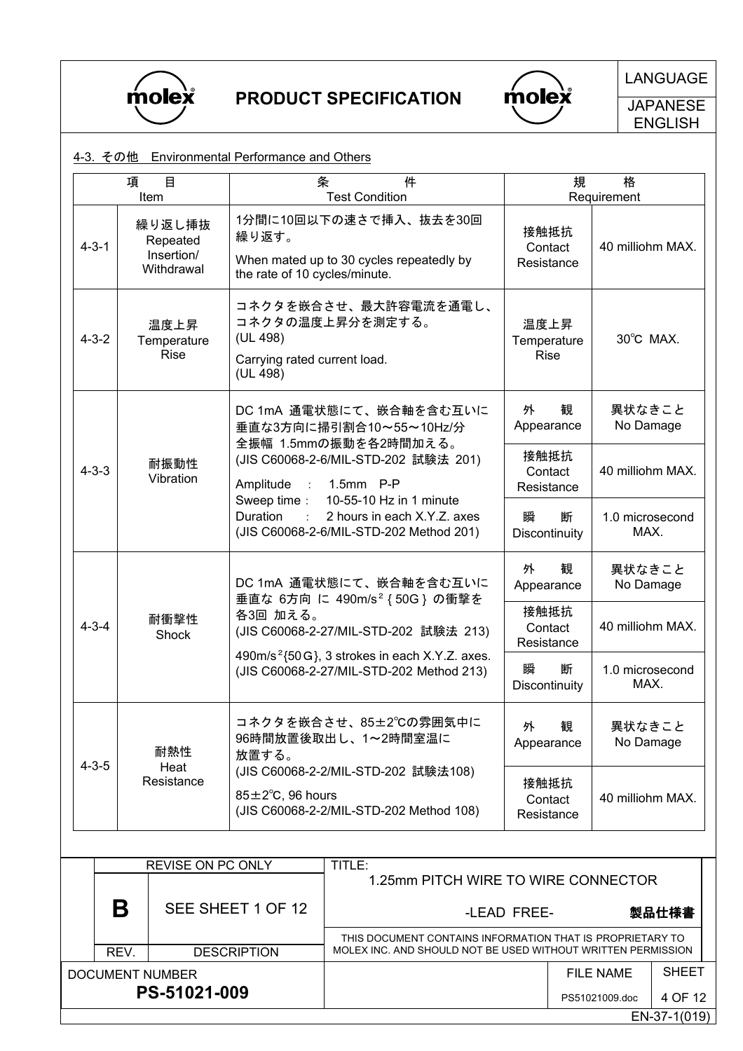4-3. その他　Environmental Performance and Others

| | 項　目 Item | 条　件 Test Condition | 規　格 Requirement | |
|---|---|---|---|---|
| 4-3-1 | 繰り返し挿抜 Repeated Insertion/ Withdrawal | 1分間に10回以下の速さで挿入、抜去を30回繰り返す。<br>When mated up to 30 cycles repeatedly by the rate of 10 cycles/minute. | 接触抵抗 Contact Resistance | 40 milliohm MAX. |
| 4-3-2 | 温度上昇 Temperature Rise | コネクタを嵌合させ、最大許容電流を通電し、コネクタの温度上昇分を測定する。(UL 498)<br>Carrying rated current load. (UL 498) | 温度上昇 Temperature Rise | 30℃ MAX. |
| 4-3-3 | 耐振動性 Vibration | DC 1mA 通電状態にて、嵌合軸を含む互いに垂直な3方向に掃引割合10～55～10Hz/分 全振幅 1.5mmの振動を各2時間加える。(JIS C60068-2-6/MIL-STD-202 試験法 201)<br>Amplitude : 1.5mm P-P<br>Sweep time : 10-55-10 Hz in 1 minute<br>Duration : 2 hours in each X.Y.Z. axes<br>(JIS C60068-2-6/MIL-STD-202 Method 201) | 外　観 Appearance | 異状なきこと No Damage |
| | | | 接触抵抗 Contact Resistance | 40 milliohm MAX. |
| | | | 瞬　断 Discontinuity | 1.0 microsecond MAX. |
| 4-3-4 | 耐衝撃性 Shock | DC 1mA 通電状態にて、嵌合軸を含む互いに垂直な 6方向 に 490m/s²{50G} の衝撃を各3回 加える。(JIS C60068-2-27/MIL-STD-202 試験法 213)<br>490m/s²{50G}, 3 strokes in each X.Y.Z. axes.<br>(JIS C60068-2-27/MIL-STD-202 Method 213) | 外　観 Appearance | 異状なきこと No Damage |
| | | | 接触抵抗 Contact Resistance | 40 milliohm MAX. |
| | | | 瞬　断 Discontinuity | 1.0 microsecond MAX. |
| 4-3-5 | 耐熱性 Heat Resistance | コネクタを嵌合させ、85±2℃の雰囲気中に96時間放置後取出し、1～2時間室温に放置する。<br>(JIS C60068-2-2/MIL-STD-202 試験法108)<br>85±2℃, 96 hours<br>(JIS C60068-2-2/MIL-STD-202 Method 108) | 外　観 Appearance | 異状なきこと No Damage |
| | | | 接触抵抗 Contact Resistance | 40 milliohm MAX. |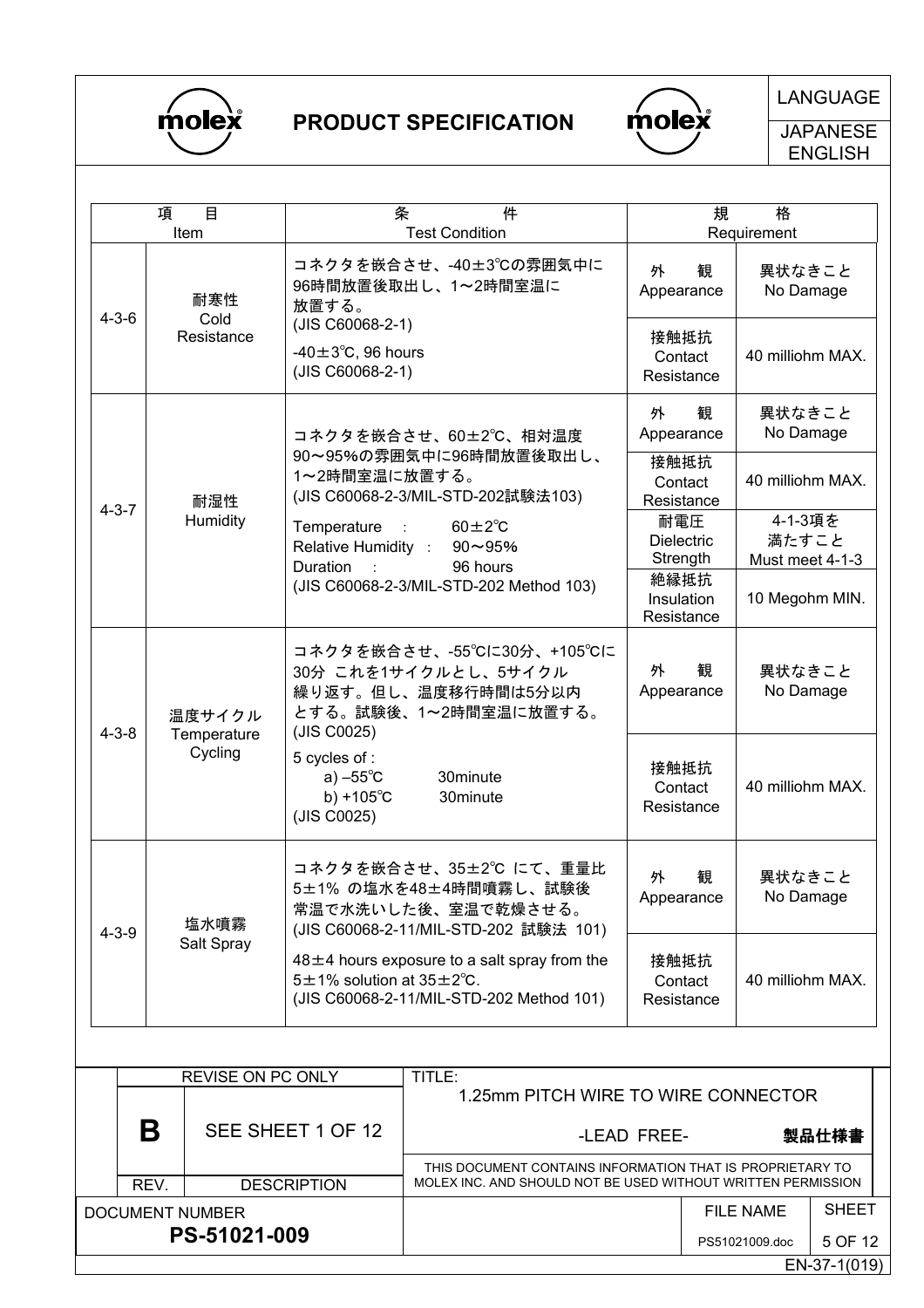| 項目 Item | | 条件 Test Condition | 規格 Requirement | |
|---|---|---|---|---|
| 4-3-6 | 耐寒性 Cold Resistance | コネクタを嵌合させ、-40±3℃の雰囲気中に96時間放置後取出し、1～2時間室温に放置する。(JIS C60068-2-1)<br>-40±3℃, 96 hours<br>(JIS C60068-2-1) | 外観 Appearance | 異状なきこと No Damage |
| | | | 接触抵抗 Contact Resistance | 40 milliohm MAX. |
| 4-3-7 | 耐湿性 Humidity | コネクタを嵌合させ、60±2℃、相対温度90～95%の雰囲気中に96時間放置後取出し、1～2時間室温に放置する。(JIS C60068-2-3/MIL-STD-202試験法103)<br>Temperature : 60±2℃<br>Relative Humidity : 90～95%<br>Duration : 96 hours<br>(JIS C60068-2-3/MIL-STD-202 Method 103) | 外観 Appearance | 異状なきこと No Damage |
| | | | 接触抵抗 Contact Resistance | 40 milliohm MAX. |
| | | | 耐電圧 Dielectric Strength | 4-1-3項を満たすこと Must meet 4-1-3 |
| | | | 絶縁抵抗 Insulation Resistance | 10 Megohm MIN. |
| 4-3-8 | 温度サイクル Temperature Cycling | コネクタを嵌合させ、-55℃に30分、+105℃に30分 これを1サイクルとし、5サイクル繰り返す。但し、温度移行時間は5分以内とする。試験後、1～2時間室温に放置する。(JIS C0025)<br>5 cycles of :<br>a) –55℃ 30minute<br>b) +105℃ 30minute<br>(JIS C0025) | 外観 Appearance | 異状なきこと No Damage |
| | | | 接触抵抗 Contact Resistance | 40 milliohm MAX. |
| 4-3-9 | 塩水噴霧 Salt Spray | コネクタを嵌合させ、35±2℃ にて、重量比5±1% の塩水を48±4時間噴霧し、試験後常温で水洗いした後、室温で乾燥させる。(JIS C60068-2-11/MIL-STD-202 試験法 101)<br>48±4 hours exposure to a salt spray from the 5±1% solution at 35±2℃.<br>(JIS C60068-2-11/MIL-STD-202 Method 101) | 外観 Appearance | 異状なきこと No Damage |
| | | | 接触抵抗 Contact Resistance | 40 milliohm MAX. |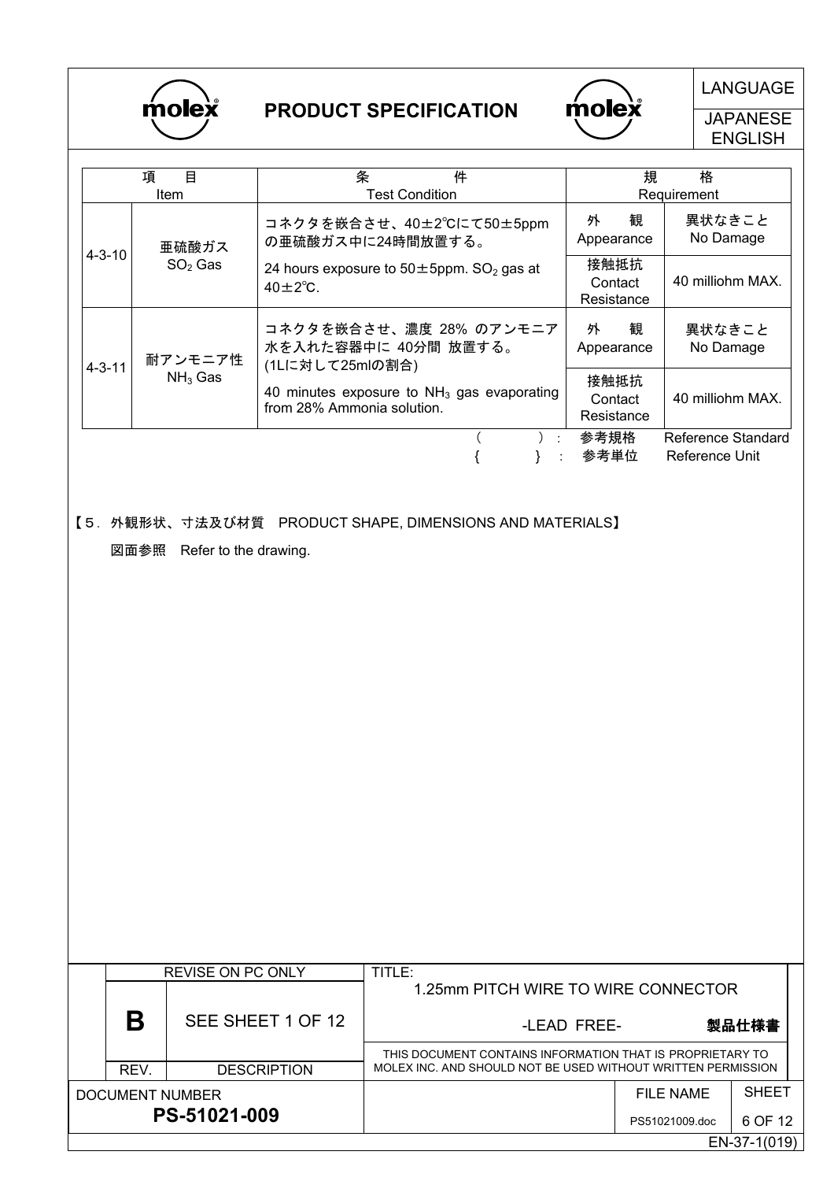| 項目 Item | | 条件 Test Condition | 規格 Requirement | |
|---|---|---|---|---|
| 4-3-10 | 亜硫酸ガス $SO_2$ Gas | コネクタを嵌合させ、40±2℃にて50±5ppmの亜硫酸ガス中に24時間放置する。<br>24 hours exposure to 50±5ppm. $SO_2$ gas at 40±2℃. | 外観 Appearance | 異状なきこと No Damage |
| | | | 接触抵抗 Contact Resistance | 40 milliohm MAX. |
| 4-3-11 | 耐アンモニア性 $NH_3$ Gas | コネクタを嵌合させ、濃度 28% のアンモニア水を入れた容器中に 40分間 放置する。(1Lに対して25mlの割合)<br>40 minutes exposure to $NH_3$ gas evaporating from 28% Ammonia solution. | 外観 Appearance | 異状なきこと No Damage |
| | | | 接触抵抗 Contact Resistance | 40 milliohm MAX. |

( ) : 参考規格 Reference Standard
{ } : 参考単位 Reference Unit

【5. 外観形状、寸法及び材質 PRODUCT SHAPE, DIMENSIONS AND MATERIALS】

図面参照 Refer to the drawing.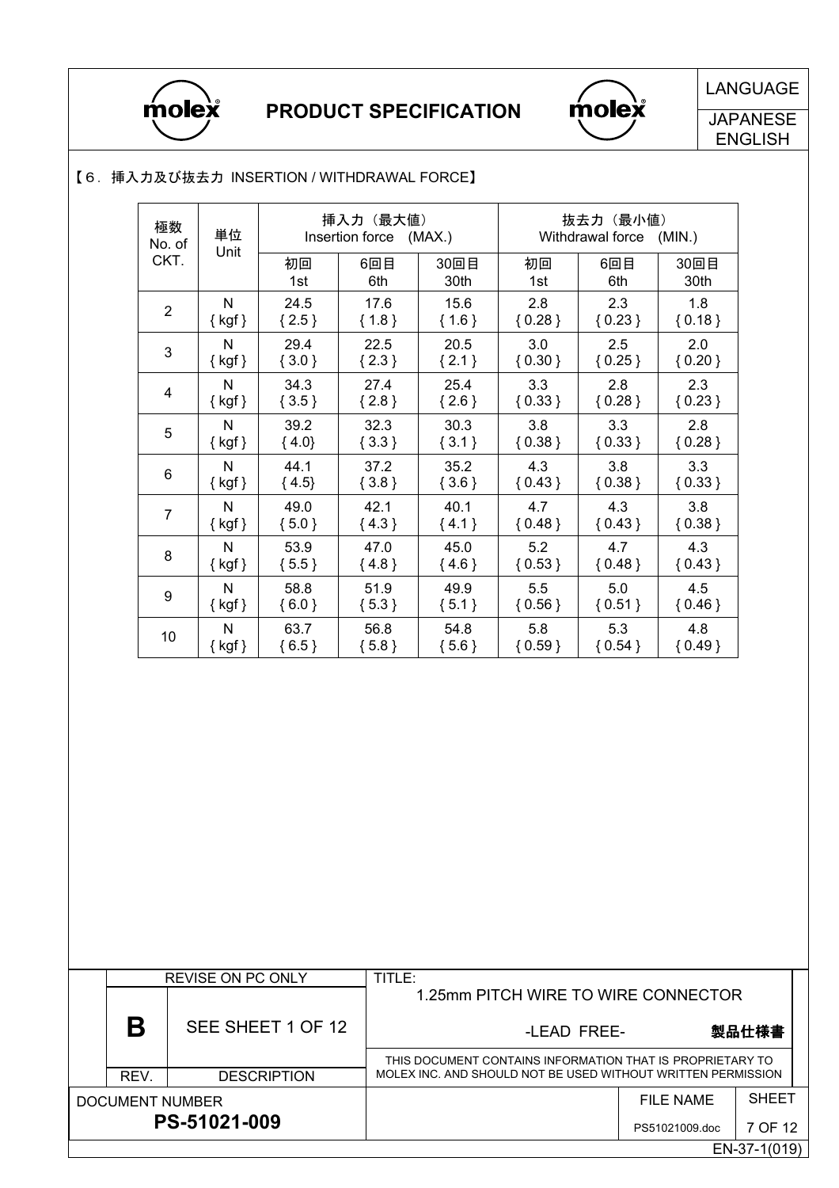## 【６．挿入力及び抜去力 INSERTION / WITHDRAWAL FORCE】

| 極数 No. of CKT. | 単位 Unit | 挿入力（最大値） Insertion force (MAX.) | | | 抜去力（最小値） Withdrawal force (MIN.) | | |
|---|---|---|---|---|---|---|---|
| | | 初回 1st | 6回目 6th | 30回目 30th | 初回 1st | 6回目 6th | 30回目 30th |
| 2 | N { kgf } | 24.5 { 2.5 } | 17.6 { 1.8 } | 15.6 { 1.6 } | 2.8 { 0.28 } | 2.3 { 0.23 } | 1.8 { 0.18 } |
| 3 | N { kgf } | 29.4 { 3.0 } | 22.5 { 2.3 } | 20.5 { 2.1 } | 3.0 { 0.30 } | 2.5 { 0.25 } | 2.0 { 0.20 } |
| 4 | N { kgf } | 34.3 { 3.5 } | 27.4 { 2.8 } | 25.4 { 2.6 } | 3.3 { 0.33 } | 2.8 { 0.28 } | 2.3 { 0.23 } |
| 5 | N { kgf } | 39.2 { 4.0} | 32.3 { 3.3 } | 30.3 { 3.1 } | 3.8 { 0.38 } | 3.3 { 0.33 } | 2.8 { 0.28 } |
| 6 | N { kgf } | 44.1 { 4.5} | 37.2 { 3.8 } | 35.2 { 3.6 } | 4.3 { 0.43 } | 3.8 { 0.38 } | 3.3 { 0.33 } |
| 7 | N { kgf } | 49.0 { 5.0 } | 42.1 { 4.3 } | 40.1 { 4.1 } | 4.7 { 0.48 } | 4.3 { 0.43 } | 3.8 { 0.38 } |
| 8 | N { kgf } | 53.9 { 5.5 } | 47.0 { 4.8 } | 45.0 { 4.6 } | 5.2 { 0.53 } | 4.7 { 0.48 } | 4.3 { 0.43 } |
| 9 | N { kgf } | 58.8 { 6.0 } | 51.9 { 5.3 } | 49.9 { 5.1 } | 5.5 { 0.56 } | 5.0 { 0.51 } | 4.5 { 0.46 } |
| 10 | N { kgf } | 63.7 { 6.5 } | 56.8 { 5.8 } | 54.8 { 5.6 } | 5.8 { 0.59 } | 5.3 { 0.54 } | 4.8 { 0.49 } |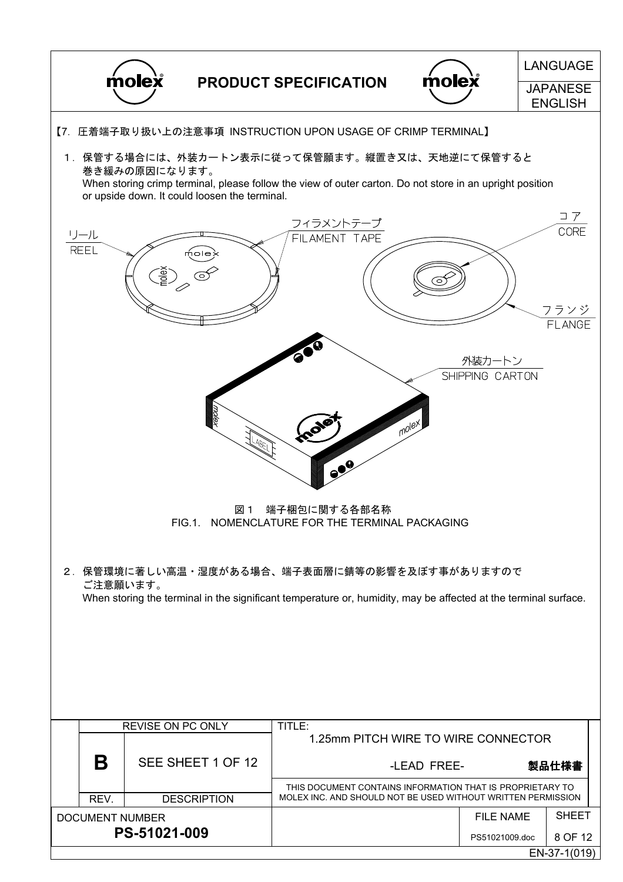【7. 圧着端子取り扱い上の注意事項 INSTRUCTION UPON USAGE OF CRIMP TERMINAL】

1. 保管する場合には、外装カートン表示に従って保管願ます。縦置き又は、天地逆にて保管すると巻き緩みの原因になります。
   When storing crimp terminal, please follow the view of outer carton. Do not store in an upright position or upside down. It could loosen the terminal.

リール REEL
フィラメントテープ FILAMENT TAPE
コア CORE
フランジ FLANGE
外装カートン SHIPPING CARTON

図1 端子梱包に関する各部名称
FIG.1. NOMENCLATURE FOR THE TERMINAL PACKAGING

2. 保管環境に著しい高温・湿度がある場合、端子表面層に錆等の影響を及ぼす事がありますのでご注意願います。
   When storing the terminal in the significant temperature or, humidity, may be affected at the terminal surface.

| | REVISE ON PC ONLY | TITLE: 1.25mm PITCH WIRE TO WIRE CONNECTOR -LEAD FREE- 製品仕様書 | | |
|---|---|---|---|---|
| B | SEE SHEET 1 OF 12 | | | |
| REV. | DESCRIPTION | THIS DOCUMENT CONTAINS INFORMATION THAT IS PROPRIETARY TO MOLEX INC. AND SHOULD NOT BE USED WITHOUT WRITTEN PERMISSION | | |
| DOCUMENT NUMBER | PS-51021-009 | | FILE NAME: PS51021009.doc | SHEET |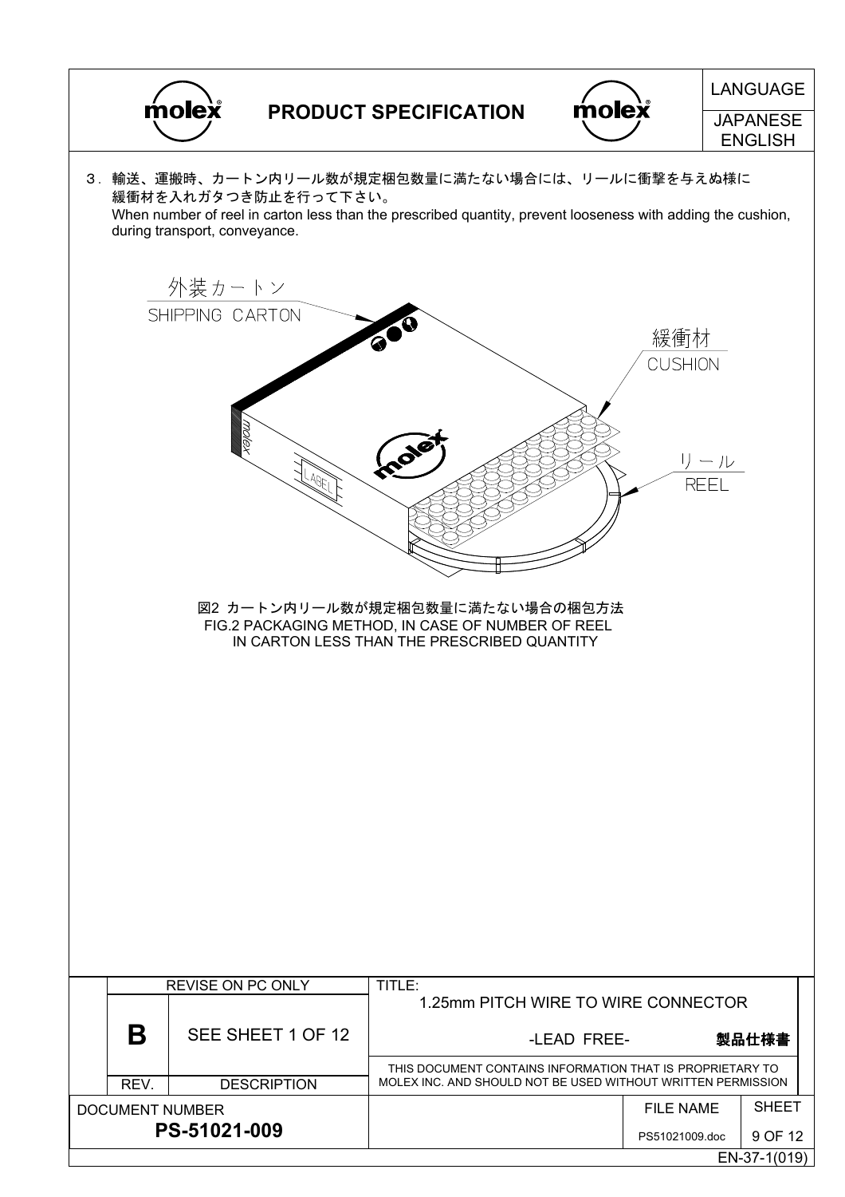3．輸送、運搬時、カートン内リール数が規定梱包数量に満たない場合には、リールに衝撃を与えぬ様に緩衝材を入れガタつき防止を行って下さい。
When number of reel in carton less than the prescribed quantity, prevent looseness with adding the cushion, during transport, conveyance.

外装カートン
SHIPPING CARTON

緩衝材
CUSHION

リール
REEL

図2 カートン内リール数が規定梱包数量に満たない場合の梱包方法
FIG.2 PACKAGING METHOD, IN CASE OF NUMBER OF REEL IN CARTON LESS THAN THE PRESCRIBED QUANTITY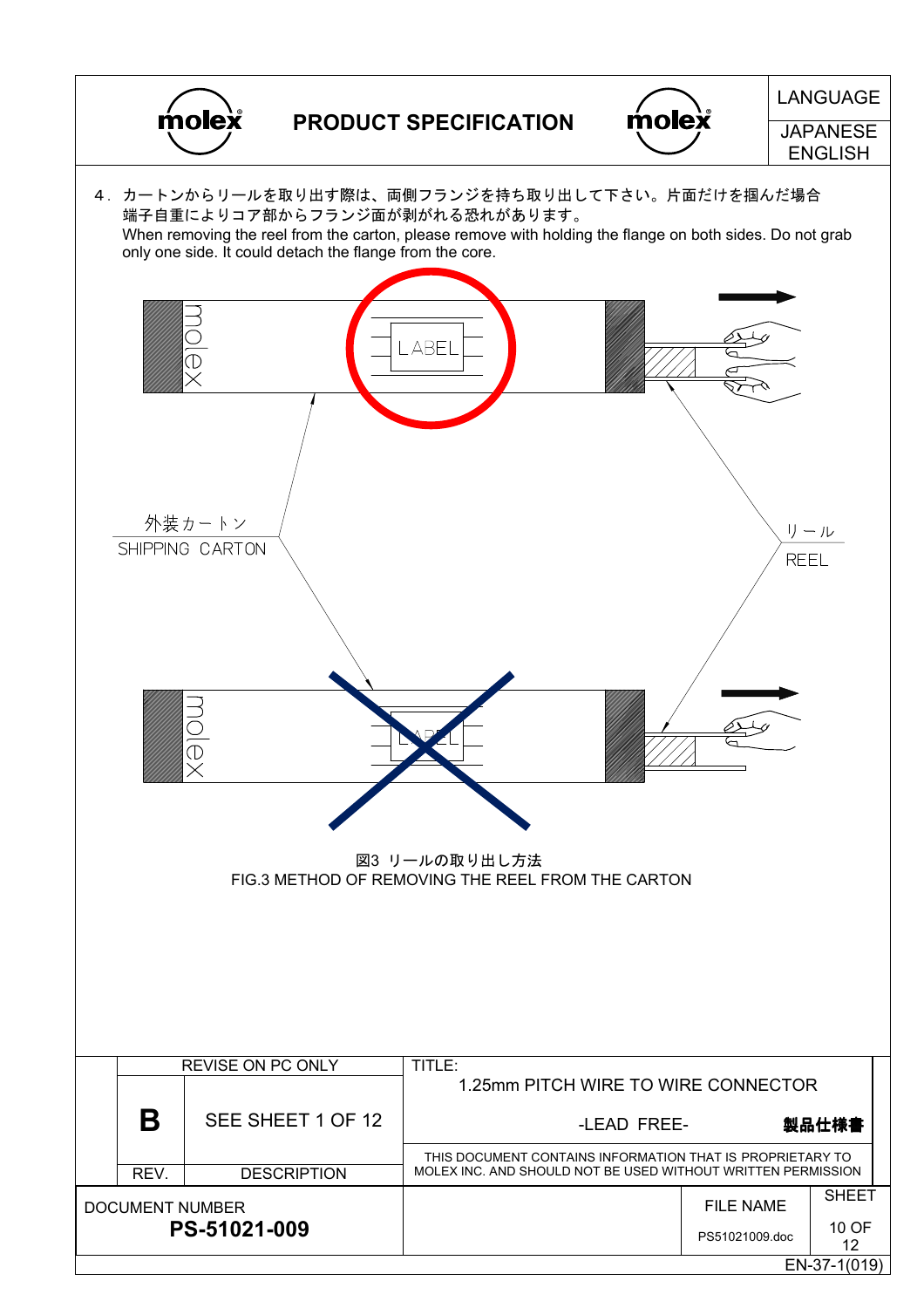4．カートンからリールを取り出す際は、両側フランジを持ち取り出して下さい。片面だけを掴んだ場合端子自重によりコア部からフランジ面が剥がれる恐れがあります。
When removing the reel from the carton, please remove with holding the flange on both sides. Do not grab only one side. It could detach the flange from the core.

外装カートン
SHIPPING CARTON

リール
REEL

図3 リールの取り出し方法
FIG.3 METHOD OF REMOVING THE REEL FROM THE CARTON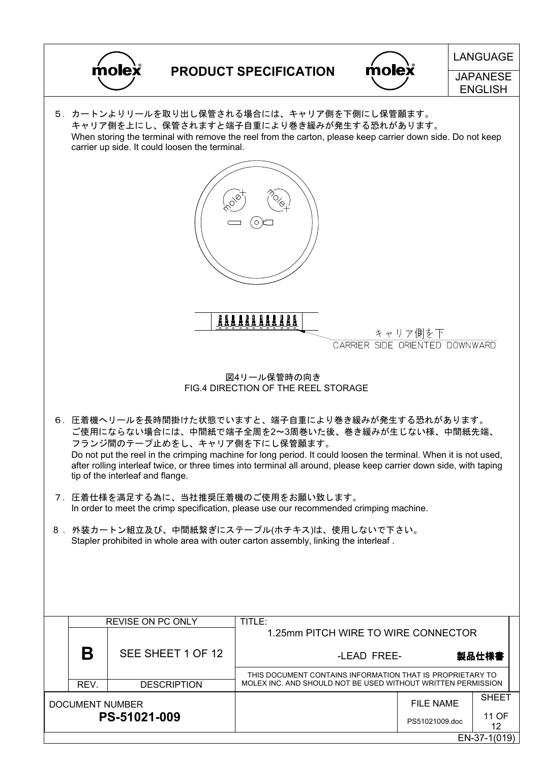5．カートンよりリールを取り出し保管される場合には、キャリア側を下側にし保管願ます。
キャリア側を上にし、保管されますと端子自重により巻き緩みが発生する恐れがあります。
When storing the terminal with remove the reel from the carton, please keep carrier down side. Do not keep carrier up side. It could loosen the terminal.

キャリア側を下
CARRIER SIDE ORIENTED DOWNWARD

図4リール保管時の向き
FIG.4 DIRECTION OF THE REEL STORAGE

6．圧着機へリールを長時間掛けた状態でいますと、端子自重により巻き緩みが発生する恐れがあります。
ご使用にならない場合には、中間紙で端子全周を2～3周巻いた後、巻き緩みが生じない様、中間紙先端、フランジ間のテープ止めをし、キャリア側を下にし保管願ます。
Do not put the reel in the crimping machine for long period. It could loosen the terminal. When it is not used, after rolling interleaf twice, or three times into terminal all around, please keep carrier down side, with taping tip of the interleaf and flange.

7．圧着仕様を満足する為に、当社推奨圧着機のご使用をお願い致します。
In order to meet the crimp specification, please use our recommended crimping machine.

8．外装カートン組立及び、中間紙繋ぎにステープル(ホチキス)は、使用しないで下さい。
Stapler prohibited in whole area with outer carton assembly, linking the interleaf .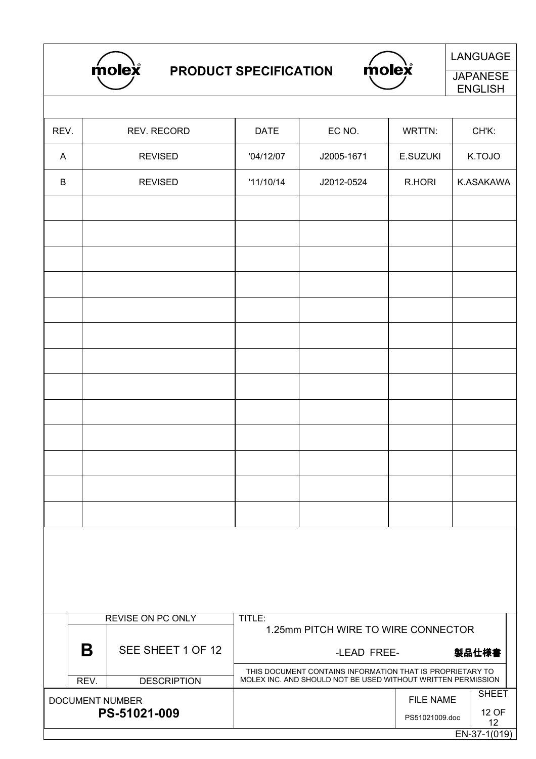**PRODUCT SPECIFICATION**

LANGUAGE: JAPANESE / ENGLISH

| REV. | REV. RECORD | DATE | EC NO. | WRTTN: | CH'K: |
|---|---|---|---|---|---|
| A | REVISED | '04/12/07 | J2005-1671 | E.SUZUKI | K.TOJO |
| B | REVISED | '11/10/14 | J2012-0524 | R.HORI | K.ASAKAWA |
| | | | | | |
| | | | | | |
| | | | | | |
| | | | | | |
| | | | | | |
| | | | | | |
| | | | | | |
| | | | | | |
| | | | | | |
| | | | | | |
| | | | | | |
| | | | | | |

| REVISE ON PC ONLY | | TITLE: |
|---|---|---|
| **B** | SEE SHEET 1 OF 12 | 1.25mm PITCH WIRE TO WIRE CONNECTOR -LEAD FREE- 製品仕様書 |
| REV. | DESCRIPTION | THIS DOCUMENT CONTAINS INFORMATION THAT IS PROPRIETARY TO MOLEX INC. AND SHOULD NOT BE USED WITHOUT WRITTEN PERMISSION |

| DOCUMENT NUMBER | FILE NAME | SHEET |
|---|---|---|
| **PS-51021-009** | PS51021009.doc | 12 OF 12 |

EN-37-1(019)